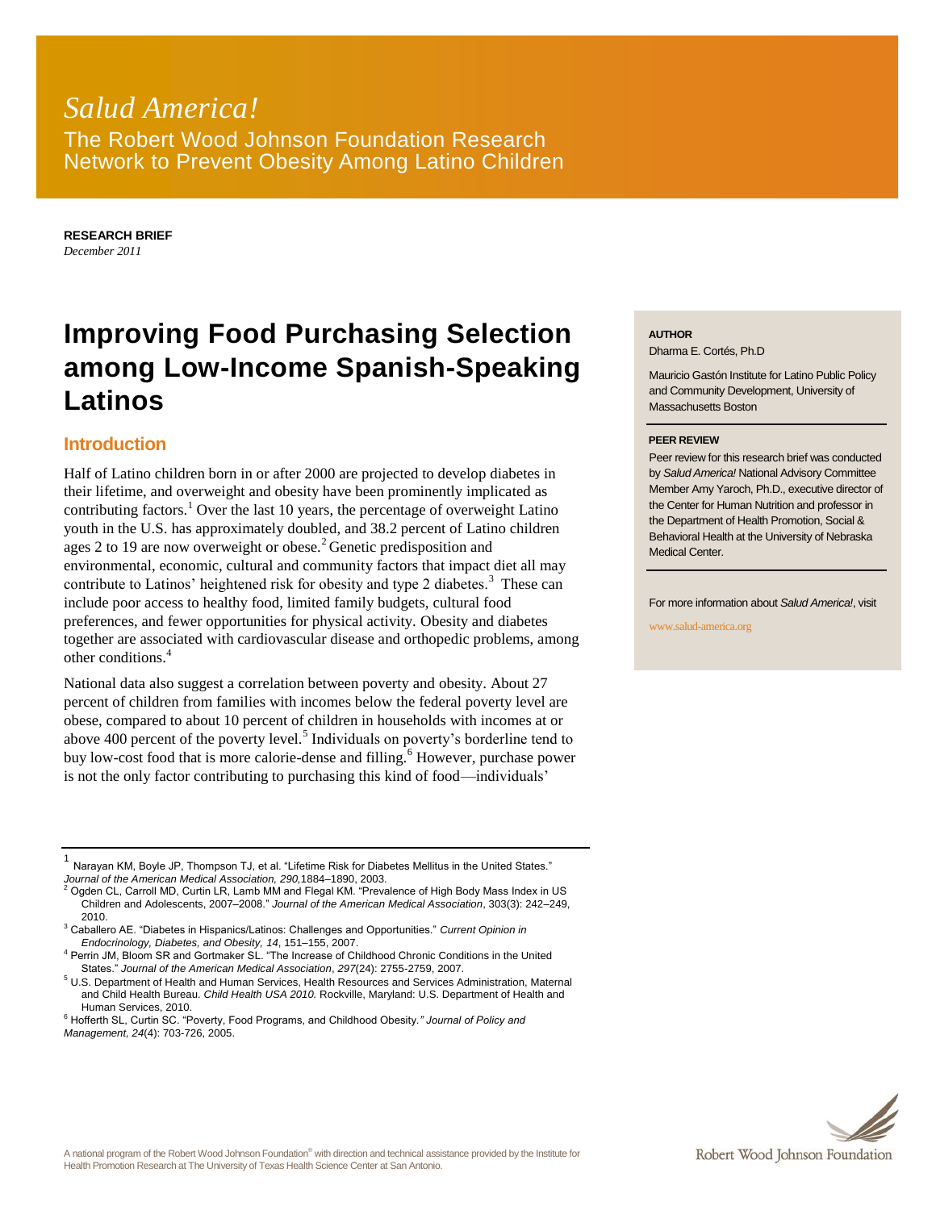*Salud America!*

The Robert Wood Johnson Foundation Research Network to Prevent Obesity Among Latino Children

**RESEARCH BRIEF**
*December 2011*

# Improving Food Purchasing Selection among Low-Income Spanish-Speaking Latinos

**AUTHOR**
Dharma E. Cortés, Ph.D

Mauricio Gastón Institute for Latino Public Policy and Community Development, University of Massachusetts Boston

**PEER REVIEW**
Peer review for this research brief was conducted by *Salud America!* National Advisory Committee Member Amy Yaroch, Ph.D., executive director of the Center for Human Nutrition and professor in the Department of Health Promotion, Social & Behavioral Health at the University of Nebraska Medical Center.

For more information about *Salud America!*, visit www.salud-america.org

## Introduction

Half of Latino children born in or after 2000 are projected to develop diabetes in their lifetime, and overweight and obesity have been prominently implicated as contributing factors.[1] Over the last 10 years, the percentage of overweight Latino youth in the U.S. has approximately doubled, and 38.2 percent of Latino children ages 2 to 19 are now overweight or obese.[2] Genetic predisposition and environmental, economic, cultural and community factors that impact diet all may contribute to Latinos' heightened risk for obesity and type 2 diabetes.[3] These can include poor access to healthy food, limited family budgets, cultural food preferences, and fewer opportunities for physical activity. Obesity and diabetes together are associated with cardiovascular disease and orthopedic problems, among other conditions.[4]

National data also suggest a correlation between poverty and obesity. About 27 percent of children from families with incomes below the federal poverty level are obese, compared to about 10 percent of children in households with incomes at or above 400 percent of the poverty level.[5] Individuals on poverty's borderline tend to buy low-cost food that is more calorie-dense and filling.[6] However, purchase power is not the only factor contributing to purchasing this kind of food—individuals'

---

[1] Narayan KM, Boyle JP, Thompson TJ, et al. "Lifetime Risk for Diabetes Mellitus in the United States." *Journal of the American Medical Association, 290,*1884–1890, 2003.

[2] Ogden CL, Carroll MD, Curtin LR, Lamb MM and Flegal KM. "Prevalence of High Body Mass Index in US Children and Adolescents, 2007–2008." *Journal of the American Medical Association*, 303(3): 242–249, 2010.

[3] Caballero AE. "Diabetes in Hispanics/Latinos: Challenges and Opportunities." *Current Opinion in Endocrinology, Diabetes, and Obesity, 14*, 151–155, 2007.

[4] Perrin JM, Bloom SR and Gortmaker SL. "The Increase of Childhood Chronic Conditions in the United States." *Journal of the American Medical Association*, *297*(24): 2755-2759, 2007.

[5] U.S. Department of Health and Human Services, Health Resources and Services Administration, Maternal and Child Health Bureau. *Child Health USA 2010.* Rockville, Maryland: U.S. Department of Health and Human Services, 2010.

[6] Hofferth SL, Curtin SC. "Poverty, Food Programs, and Childhood Obesity*." Journal of Policy and Management, 24*(4): 703-726, 2005.

A national program of the Robert Wood Johnson Foundation® with direction and technical assistance provided by the Institute for Health Promotion Research at The University of Texas Health Science Center at San Antonio.

Robert Wood Johnson Foundation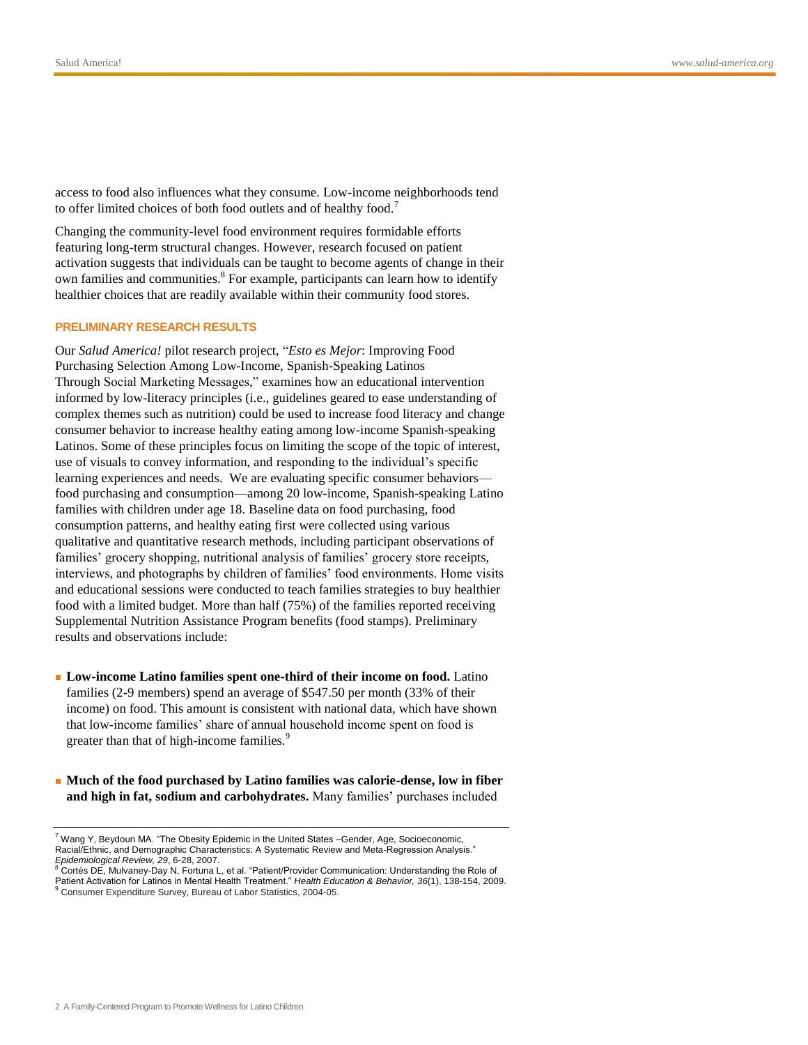access to food also influences what they consume. Low-income neighborhoods tend to offer limited choices of both food outlets and of healthy food.[7]

Changing the community-level food environment requires formidable efforts featuring long-term structural changes. However, research focused on patient activation suggests that individuals can be taught to become agents of change in their own families and communities.[8] For example, participants can learn how to identify healthier choices that are readily available within their community food stores.

## PRELIMINARY RESEARCH RESULTS

Our *Salud America!* pilot research project, "*Esto es Mejor*: Improving Food Purchasing Selection Among Low-Income, Spanish-Speaking Latinos Through Social Marketing Messages," examines how an educational intervention informed by low-literacy principles (i.e., guidelines geared to ease understanding of complex themes such as nutrition) could be used to increase food literacy and change consumer behavior to increase healthy eating among low-income Spanish-speaking Latinos. Some of these principles focus on limiting the scope of the topic of interest, use of visuals to convey information, and responding to the individual's specific learning experiences and needs. We are evaluating specific consumer behaviors—food purchasing and consumption—among 20 low-income, Spanish-speaking Latino families with children under age 18. Baseline data on food purchasing, food consumption patterns, and healthy eating first were collected using various qualitative and quantitative research methods, including participant observations of families' grocery shopping, nutritional analysis of families' grocery store receipts, interviews, and photographs by children of families' food environments. Home visits and educational sessions were conducted to teach families strategies to buy healthier food with a limited budget. More than half (75%) of the families reported receiving Supplemental Nutrition Assistance Program benefits (food stamps). Preliminary results and observations include:

- **Low-income Latino families spent one-third of their income on food.** Latino families (2-9 members) spend an average of \$547.50 per month (33% of their income) on food. This amount is consistent with national data, which have shown that low-income families' share of annual household income spent on food is greater than that of high-income families.[9]

- **Much of the food purchased by Latino families was calorie-dense, low in fiber and high in fat, sodium and carbohydrates.** Many families' purchases included

---

[7] Wang Y, Beydoun MA. "The Obesity Epidemic in the United States –Gender, Age, Socioeconomic, Racial/Ethnic, and Demographic Characteristics: A Systematic Review and Meta-Regression Analysis." *Epidemiological Review, 29*, 6-28, 2007.

[8] Cortés DE, Mulvaney-Day N, Fortuna L, et al. "Patient/Provider Communication: Understanding the Role of Patient Activation for Latinos in Mental Health Treatment." *Health Education & Behavior, 36*(1), 138-154, 2009.

[9] Consumer Expenditure Survey, Bureau of Labor Statistics, 2004-05.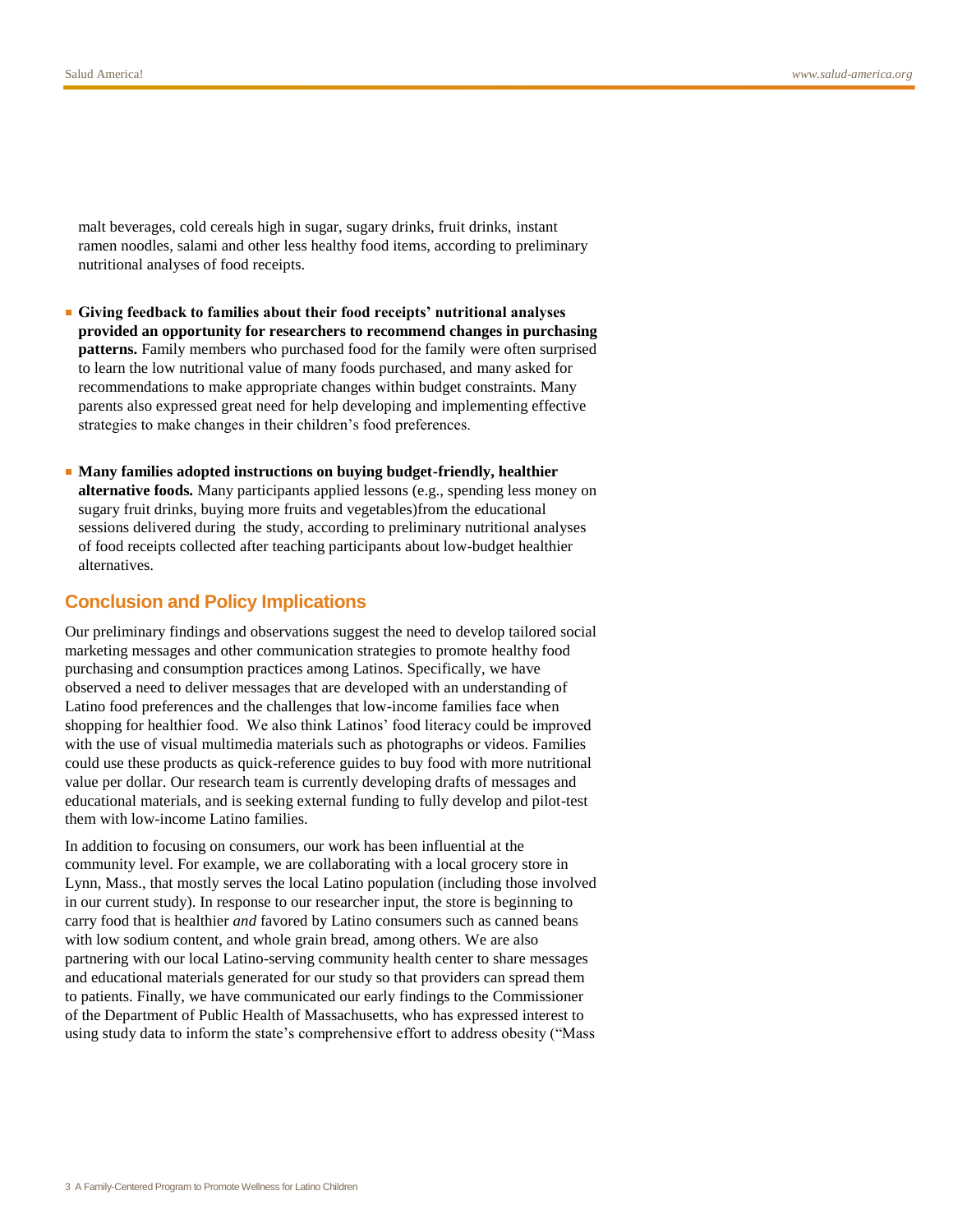malt beverages, cold cereals high in sugar, sugary drinks, fruit drinks, instant ramen noodles, salami and other less healthy food items, according to preliminary nutritional analyses of food receipts.

- **Giving feedback to families about their food receipts' nutritional analyses provided an opportunity for researchers to recommend changes in purchasing patterns.** Family members who purchased food for the family were often surprised to learn the low nutritional value of many foods purchased, and many asked for recommendations to make appropriate changes within budget constraints. Many parents also expressed great need for help developing and implementing effective strategies to make changes in their children's food preferences.

- **Many families adopted instructions on buying budget-friendly, healthier alternative foods.** Many participants applied lessons (e.g., spending less money on sugary fruit drinks, buying more fruits and vegetables)from the educational sessions delivered during the study, according to preliminary nutritional analyses of food receipts collected after teaching participants about low-budget healthier alternatives.

## Conclusion and Policy Implications

Our preliminary findings and observations suggest the need to develop tailored social marketing messages and other communication strategies to promote healthy food purchasing and consumption practices among Latinos. Specifically, we have observed a need to deliver messages that are developed with an understanding of Latino food preferences and the challenges that low-income families face when shopping for healthier food. We also think Latinos' food literacy could be improved with the use of visual multimedia materials such as photographs or videos. Families could use these products as quick-reference guides to buy food with more nutritional value per dollar. Our research team is currently developing drafts of messages and educational materials, and is seeking external funding to fully develop and pilot-test them with low-income Latino families.

In addition to focusing on consumers, our work has been influential at the community level. For example, we are collaborating with a local grocery store in Lynn, Mass., that mostly serves the local Latino population (including those involved in our current study). In response to our researcher input, the store is beginning to carry food that is healthier *and* favored by Latino consumers such as canned beans with low sodium content, and whole grain bread, among others. We are also partnering with our local Latino-serving community health center to share messages and educational materials generated for our study so that providers can spread them to patients. Finally, we have communicated our early findings to the Commissioner of the Department of Public Health of Massachusetts, who has expressed interest to using study data to inform the state's comprehensive effort to address obesity ("Mass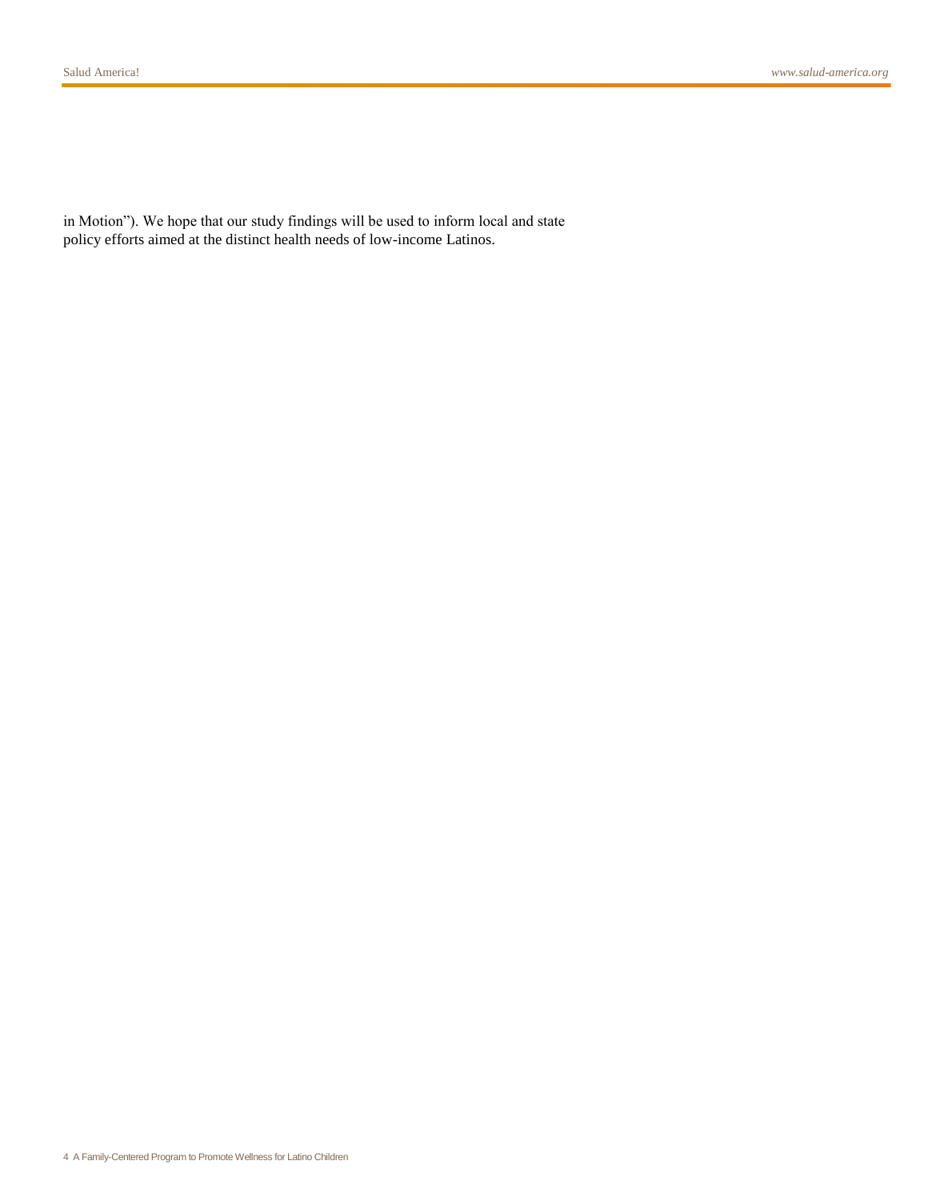in Motion"). We hope that our study findings will be used to inform local and state policy efforts aimed at the distinct health needs of low-income Latinos.